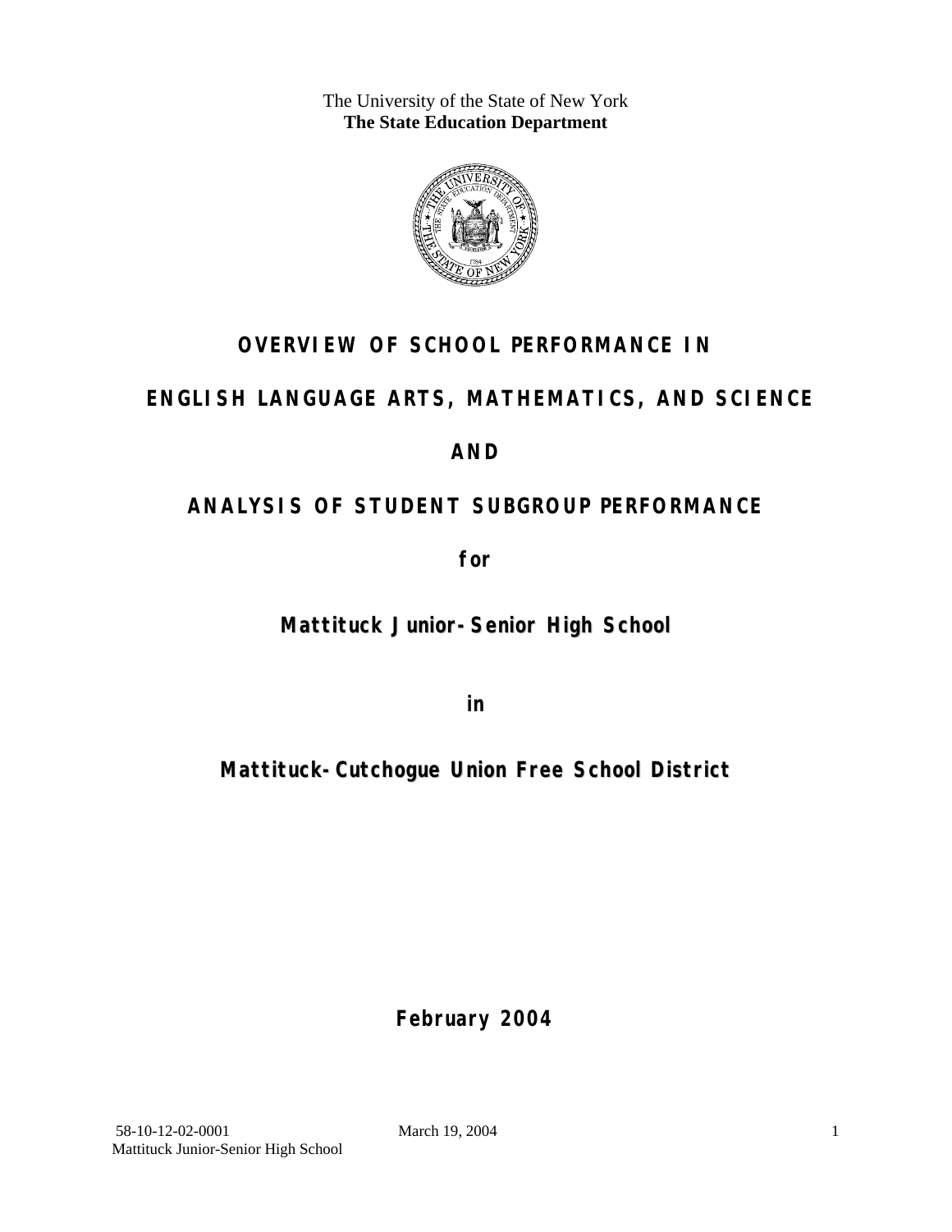The University of the State of New York
**The State Education Department**

# OVERVIEW OF SCHOOL PERFORMANCE IN

# ENGLISH LANGUAGE ARTS, MATHEMATICS, AND SCIENCE

# AND

# ANALYSIS OF STUDENT SUBGROUP PERFORMANCE

**for**

## Mattituck Junior-Senior High School

**in**

## Mattituck-Cutchogue Union Free School District

**February 2004**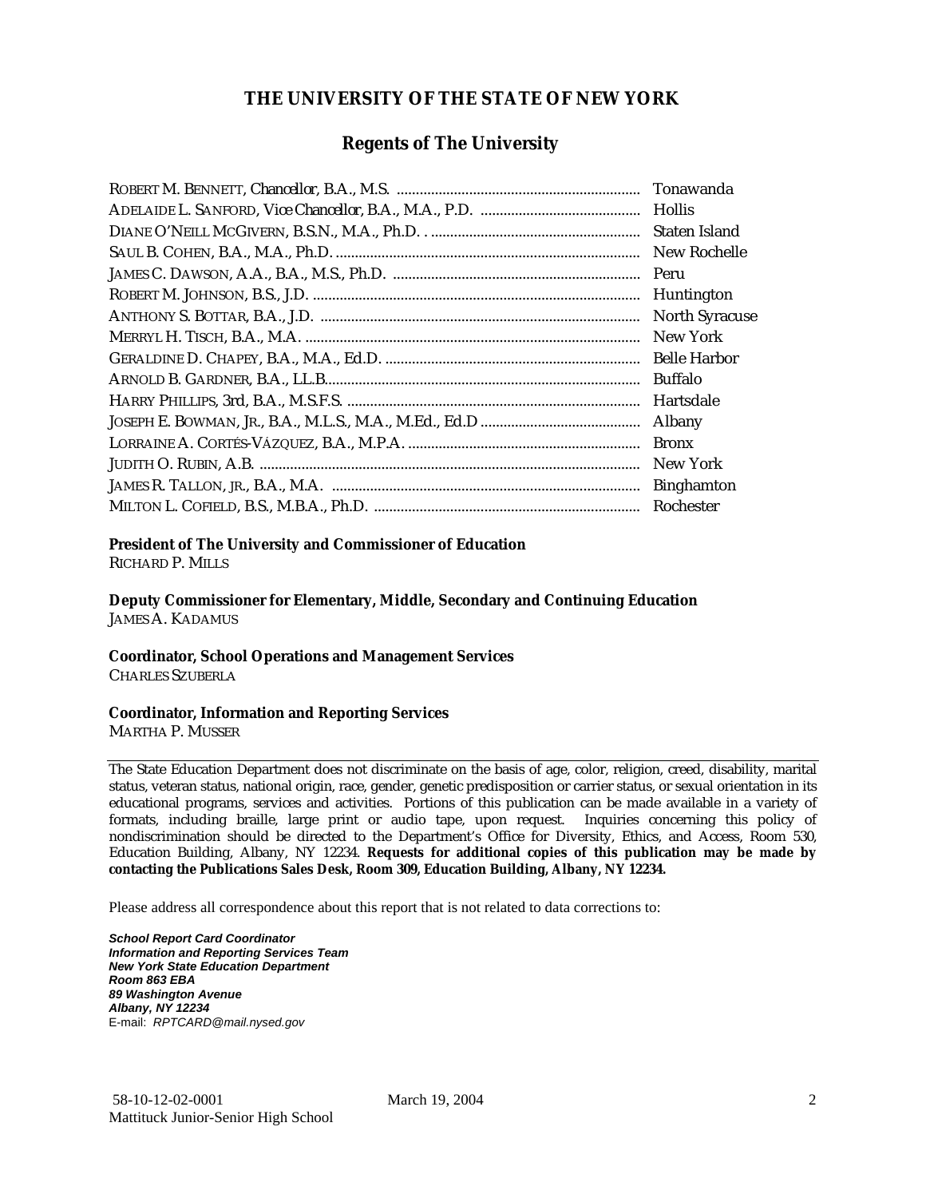# THE UNIVERSITY OF THE STATE OF NEW YORK

## Regents of The University

| | |
|---|---|
| ROBERT M. BENNETT, *Chancellor*, B.A., M.S. | Tonawanda |
| ADELAIDE L. SANFORD, *Vice Chancellor*, B.A., M.A., P.D. | Hollis |
| DIANE O'NEILL MCGIVERN, B.S.N., M.A., Ph.D. | Staten Island |
| SAUL B. COHEN, B.A., M.A., Ph.D. | New Rochelle |
| JAMES C. DAWSON, A.A., B.A., M.S., Ph.D. | Peru |
| ROBERT M. JOHNSON, B.S., J.D. | Huntington |
| ANTHONY S. BOTTAR, B.A., J.D. | North Syracuse |
| MERRYL H. TISCH, B.A., M.A. | New York |
| GERALDINE D. CHAPEY, B.A., M.A., Ed.D. | Belle Harbor |
| ARNOLD B. GARDNER, B.A., LL.B. | Buffalo |
| HARRY PHILLIPS, 3rd, B.A., M.S.F.S. | Hartsdale |
| JOSEPH E. BOWMAN, JR., B.A., M.L.S., M.A., M.Ed., Ed.D | Albany |
| LORRAINE A. CORTÉS-VÁZQUEZ, B.A., M.P.A. | Bronx |
| JUDITH O. RUBIN, A.B. | New York |
| JAMES R. TALLON, JR., B.A., M.A. | Binghamton |
| MILTON L. COFIELD, B.S., M.B.A., Ph.D. | Rochester |

**President of The University and Commissioner of Education**
RICHARD P. MILLS

**Deputy Commissioner for Elementary, Middle, Secondary and Continuing Education**
JAMES A. KADAMUS

**Coordinator, School Operations and Management Services**
CHARLES SZUBERLA

**Coordinator, Information and Reporting Services**
MARTHA P. MUSSER

---

The State Education Department does not discriminate on the basis of age, color, religion, creed, disability, marital status, veteran status, national origin, race, gender, genetic predisposition or carrier status, or sexual orientation in its educational programs, services and activities. Portions of this publication can be made available in a variety of formats, including braille, large print or audio tape, upon request. Inquiries concerning this policy of nondiscrimination should be directed to the Department's Office for Diversity, Ethics, and Access, Room 530, Education Building, Albany, NY 12234. **Requests for additional copies of this publication may be made by contacting the Publications Sales Desk, Room 309, Education Building, Albany, NY 12234.**

Please address all correspondence about this report that is not related to data corrections to:

***School Report Card Coordinator***
***Information and Reporting Services Team***
***New York State Education Department***
***Room 863 EBA***
***89 Washington Avenue***
***Albany, NY 12234***
E-mail: *RPTCARD@mail.nysed.gov*

58-10-12-02-0001
Mattituck Junior-Senior High School
March 19, 2004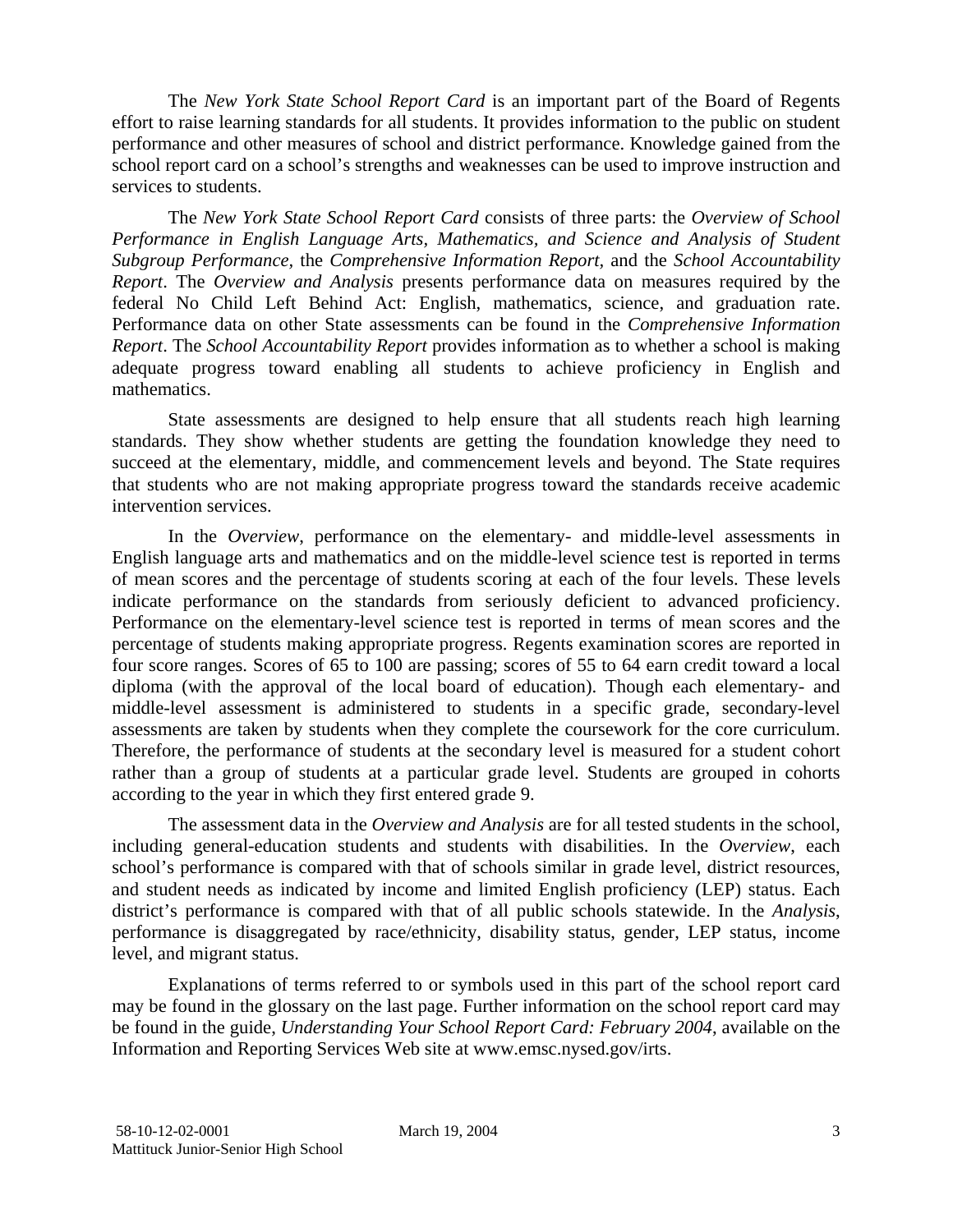The *New York State School Report Card* is an important part of the Board of Regents effort to raise learning standards for all students. It provides information to the public on student performance and other measures of school and district performance. Knowledge gained from the school report card on a school's strengths and weaknesses can be used to improve instruction and services to students.

The *New York State School Report Card* consists of three parts: the *Overview of School Performance in English Language Arts, Mathematics, and Science and Analysis of Student Subgroup Performance,* the *Comprehensive Information Report,* and the *School Accountability Report*. The *Overview and Analysis* presents performance data on measures required by the federal No Child Left Behind Act: English, mathematics, science, and graduation rate. Performance data on other State assessments can be found in the *Comprehensive Information Report*. The *School Accountability Report* provides information as to whether a school is making adequate progress toward enabling all students to achieve proficiency in English and mathematics.

State assessments are designed to help ensure that all students reach high learning standards. They show whether students are getting the foundation knowledge they need to succeed at the elementary, middle, and commencement levels and beyond. The State requires that students who are not making appropriate progress toward the standards receive academic intervention services.

In the *Overview*, performance on the elementary- and middle-level assessments in English language arts and mathematics and on the middle-level science test is reported in terms of mean scores and the percentage of students scoring at each of the four levels. These levels indicate performance on the standards from seriously deficient to advanced proficiency. Performance on the elementary-level science test is reported in terms of mean scores and the percentage of students making appropriate progress. Regents examination scores are reported in four score ranges. Scores of 65 to 100 are passing; scores of 55 to 64 earn credit toward a local diploma (with the approval of the local board of education). Though each elementary- and middle-level assessment is administered to students in a specific grade, secondary-level assessments are taken by students when they complete the coursework for the core curriculum. Therefore, the performance of students at the secondary level is measured for a student cohort rather than a group of students at a particular grade level. Students are grouped in cohorts according to the year in which they first entered grade 9.

The assessment data in the *Overview and Analysis* are for all tested students in the school, including general-education students and students with disabilities. In the *Overview*, each school's performance is compared with that of schools similar in grade level, district resources, and student needs as indicated by income and limited English proficiency (LEP) status. Each district's performance is compared with that of all public schools statewide. In the *Analysis*, performance is disaggregated by race/ethnicity, disability status, gender, LEP status, income level, and migrant status.

Explanations of terms referred to or symbols used in this part of the school report card may be found in the glossary on the last page. Further information on the school report card may be found in the guide, *Understanding Your School Report Card: February 2004*, available on the Information and Reporting Services Web site at www.emsc.nysed.gov/irts.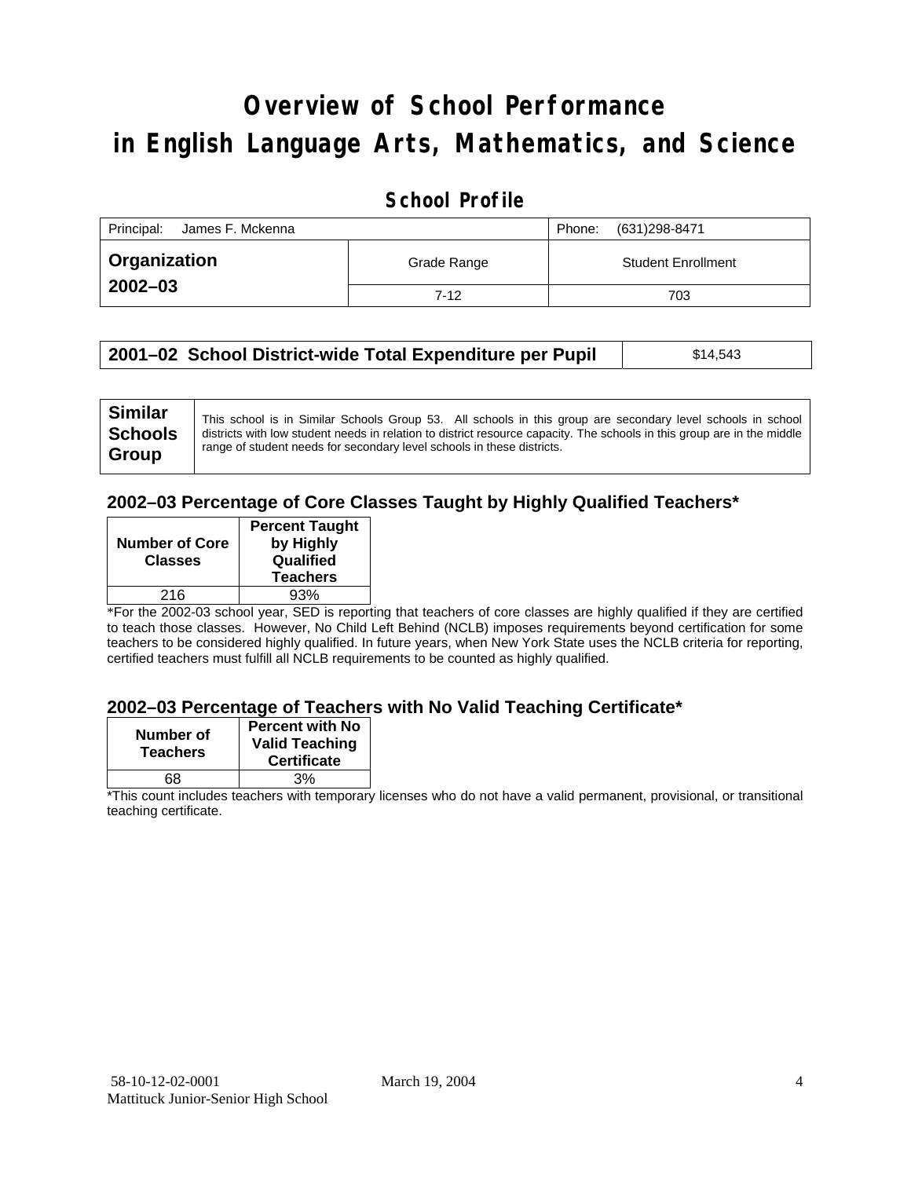# Overview of School Performance in English Language Arts, Mathematics, and Science

## School Profile

| Principal: James F. Mckenna | | Phone: (631)298-8471 |
|---|---|---|
| **Organization 2002–03** | Grade Range | Student Enrollment |
| | 7-12 | 703 |

| **2001–02 School District-wide Total Expenditure per Pupil** | $14,543 |
|---|---|

| **Similar Schools Group** | This school is in Similar Schools Group 53. All schools in this group are secondary level schools in school districts with low student needs in relation to district resource capacity. The schools in this group are in the middle range of student needs for secondary level schools in these districts. |
|---|---|

### 2002–03 Percentage of Core Classes Taught by Highly Qualified Teachers*

| Number of Core Classes | Percent Taught by Highly Qualified Teachers |
|---|---|
| 216 | 93% |

*For the 2002-03 school year, SED is reporting that teachers of core classes are highly qualified if they are certified to teach those classes. However, No Child Left Behind (NCLB) imposes requirements beyond certification for some teachers to be considered highly qualified. In future years, when New York State uses the NCLB criteria for reporting, certified teachers must fulfill all NCLB requirements to be counted as highly qualified.

### 2002–03 Percentage of Teachers with No Valid Teaching Certificate*

| Number of Teachers | Percent with No Valid Teaching Certificate |
|---|---|
| 68 | 3% |

*This count includes teachers with temporary licenses who do not have a valid permanent, provisional, or transitional teaching certificate.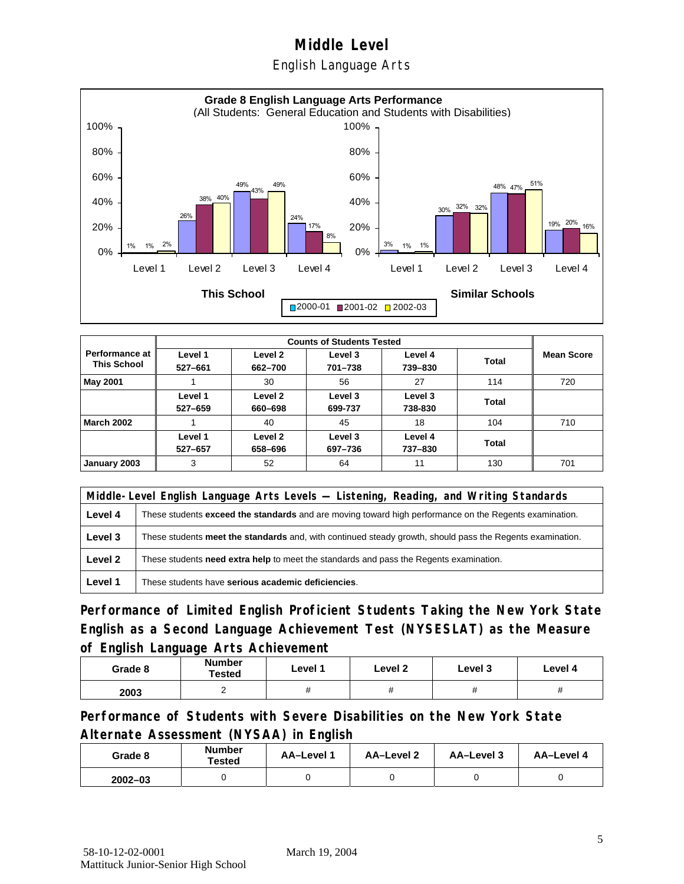# Middle Level

## English Language Arts

**Grade 8 English Language Arts Performance**
(All Students: General Education and Students with Disabilities)

| This School | 2000-01 | 2001-02 | 2002-03 |
|---|---|---|---|
| Level 1 | 1% | 1% | 2% |
| Level 2 | 26% | 38% | 40% |
| Level 3 | 49% | 43% | 49% |
| Level 4 | 24% | 17% | 8% |

| Similar Schools | 2000-01 | 2001-02 | 2002-03 |
|---|---|---|---|
| Level 1 | 3% | 1% | 1% |
| Level 2 | 30% | 32% | 32% |
| Level 3 | 48% | 47% | 51% |
| Level 4 | 19% | 20% | 16% |

| Performance at This School | Counts of Students Tested | | | | | Mean Score |
|---|---|---|---|---|---|---|
| | Level 1 527–661 | Level 2 662–700 | Level 3 701–738 | Level 4 739–830 | Total | |
| May 2001 | 1 | 30 | 56 | 27 | 114 | 720 |
| | Level 1 527–659 | Level 2 660–698 | Level 3 699-737 | Level 3 738-830 | Total | |
| March 2002 | 1 | 40 | 45 | 18 | 104 | 710 |
| | Level 1 527–657 | Level 2 658–696 | Level 3 697–736 | Level 4 737–830 | Total | |
| January 2003 | 3 | 52 | 64 | 11 | 130 | 701 |

| Middle-Level English Language Arts Levels — Listening, Reading, and Writing Standards | |
|---|---|
| Level 4 | These students **exceed the standards** and are moving toward high performance on the Regents examination. |
| Level 3 | These students **meet the standards** and, with continued steady growth, should pass the Regents examination. |
| Level 2 | These students **need extra help** to meet the standards and pass the Regents examination. |
| Level 1 | These students have **serious academic deficiencies**. |

## Performance of Limited English Proficient Students Taking the New York State English as a Second Language Achievement Test (NYSESLAT) as the Measure of English Language Arts Achievement

| Grade 8 | Number Tested | Level 1 | Level 2 | Level 3 | Level 4 |
|---|---|---|---|---|---|
| 2003 | 2 | # | # | # | # |

## Performance of Students with Severe Disabilities on the New York State Alternate Assessment (NYSAA) in English

| Grade 8 | Number Tested | AA–Level 1 | AA–Level 2 | AA–Level 3 | AA–Level 4 |
|---|---|---|---|---|---|
| 2002–03 | 0 | 0 | 0 | 0 | 0 |

58-10-12-02-0001 March 19, 2004
Mattituck Junior-Senior High School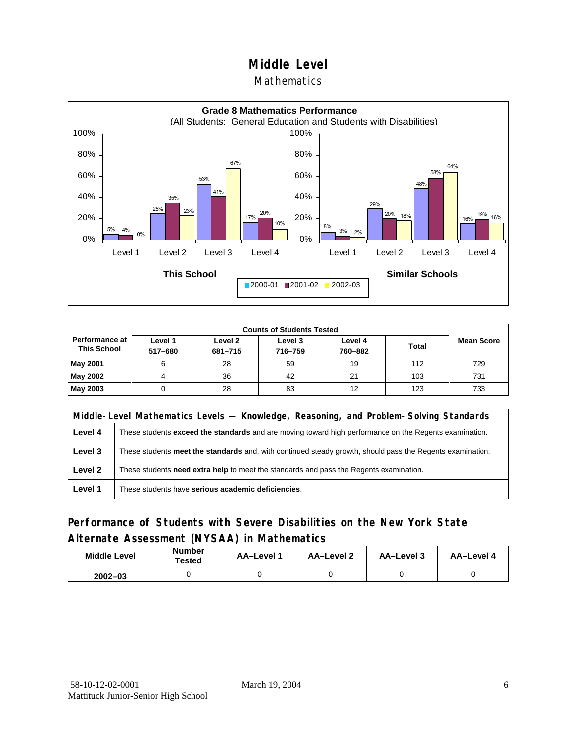# Middle Level

## Mathematics

**Grade 8 Mathematics Performance**
(All Students: General Education and Students with Disabilities)

| | 2000-01 | 2001-02 | 2002-03 |
|---|---|---|---|
| **This School** | | | |
| Level 1 | 5% | 4% | 0% |
| Level 2 | 25% | 35% | 23% |
| Level 3 | 53% | 41% | 67% |
| Level 4 | 17% | 20% | 10% |
| **Similar Schools** | | | |
| Level 1 | 8% | 3% | 2% |
| Level 2 | 29% | 20% | 18% |
| Level 3 | 48% | 58% | 64% |
| Level 4 | 16% | 19% | 16% |

| Performance at This School | Counts of Students Tested | | | | | Mean Score |
|---|---|---|---|---|---|---|
| | Level 1 517–680 | Level 2 681–715 | Level 3 716–759 | Level 4 760–882 | Total | |
| **May 2001** | 6 | 28 | 59 | 19 | 112 | 729 |
| **May 2002** | 4 | 36 | 42 | 21 | 103 | 731 |
| **May 2003** | 0 | 28 | 83 | 12 | 123 | 733 |

| Middle-Level Mathematics Levels — Knowledge, Reasoning, and Problem-Solving Standards | |
|---|---|
| **Level 4** | These students **exceed the standards** and are moving toward high performance on the Regents examination. |
| **Level 3** | These students **meet the standards** and, with continued steady growth, should pass the Regents examination. |
| **Level 2** | These students **need extra help** to meet the standards and pass the Regents examination. |
| **Level 1** | These students have **serious academic deficiencies**. |

## Performance of Students with Severe Disabilities on the New York State Alternate Assessment (NYSAA) in Mathematics

| Middle Level | Number Tested | AA–Level 1 | AA–Level 2 | AA–Level 3 | AA–Level 4 |
|---|---|---|---|---|---|
| 2002–03 | 0 | 0 | 0 | 0 | 0 |

58-10-12-02-0001 March 19, 2004
Mattituck Junior-Senior High School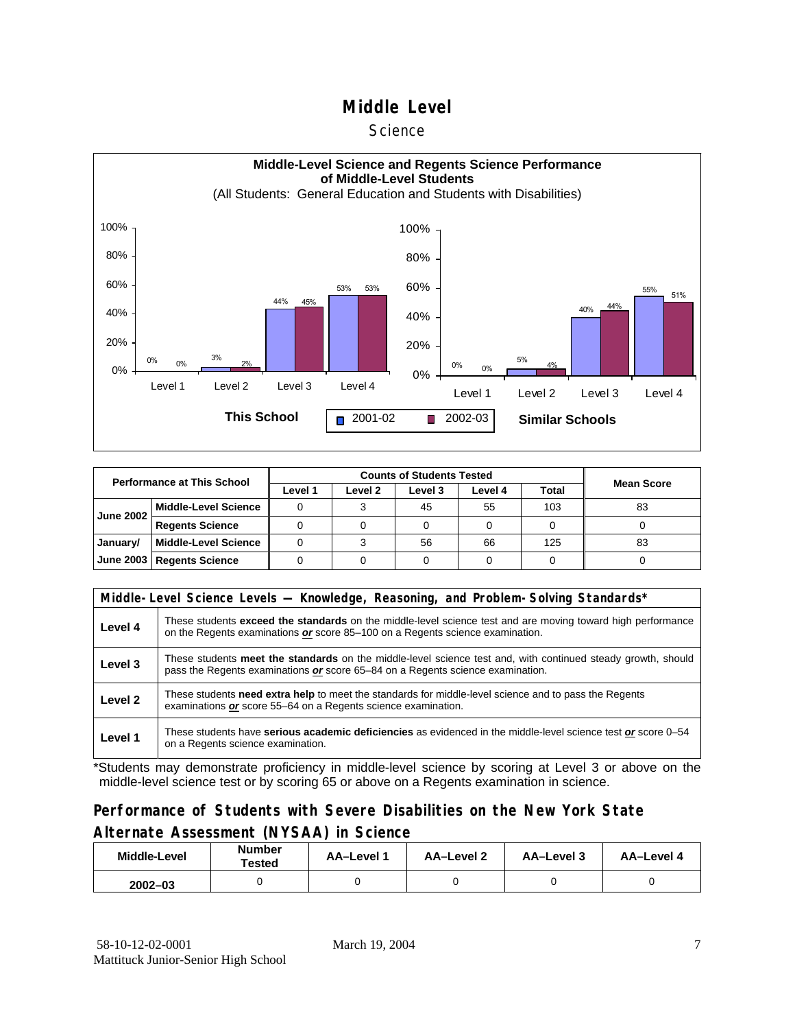# Middle Level

## Science

**Middle-Level Science and Regents Science Performance of Middle-Level Students**

(All Students: General Education and Students with Disabilities)

**This School**

| | 2001-02 | 2002-03 |
|---|---|---|
| Level 1 | 0% | 0% |
| Level 2 | 3% | 2% |
| Level 3 | 44% | 45% |
| Level 4 | 53% | 53% |

**Similar Schools**

| | 2001-02 | 2002-03 |
|---|---|---|
| Level 1 | 0% | 0% |
| Level 2 | 5% | 4% |
| Level 3 | 40% | 44% |
| Level 4 | 55% | 51% |

| Performance at This School | | Counts of Students Tested | | | | | Mean Score |
|---|---|---|---|---|---|---|---|
| | | Level 1 | Level 2 | Level 3 | Level 4 | Total | |
| June 2002 | Middle-Level Science | 0 | 3 | 45 | 55 | 103 | 83 |
| | Regents Science | 0 | 0 | 0 | 0 | 0 | 0 |
| January/ June 2003 | Middle-Level Science | 0 | 3 | 56 | 66 | 125 | 83 |
| | Regents Science | 0 | 0 | 0 | 0 | 0 | 0 |

| Middle-Level Science Levels — Knowledge, Reasoning, and Problem-Solving Standards* | |
|---|---|
| Level 4 | These students **exceed the standards** on the middle-level science test and are moving toward high performance on the Regents examinations ***or*** score 85–100 on a Regents science examination. |
| Level 3 | These students **meet the standards** on the middle-level science test and, with continued steady growth, should pass the Regents examinations ***or*** score 65–84 on a Regents science examination. |
| Level 2 | These students **need extra help** to meet the standards for middle-level science and to pass the Regents examinations ***or*** score 55–64 on a Regents science examination. |
| Level 1 | These students have **serious academic deficiencies** as evidenced in the middle-level science test ***or*** score 0–54 on a Regents science examination. |

*Students may demonstrate proficiency in middle-level science by scoring at Level 3 or above on the middle-level science test or by scoring 65 or above on a Regents examination in science.

## Performance of Students with Severe Disabilities on the New York State Alternate Assessment (NYSAA) in Science

| Middle-Level | Number Tested | AA–Level 1 | AA–Level 2 | AA–Level 3 | AA–Level 4 |
|---|---|---|---|---|---|
| 2002–03 | 0 | 0 | 0 | 0 | 0 |

58-10-12-02-0001
Mattituck Junior-Senior High School

March 19, 2004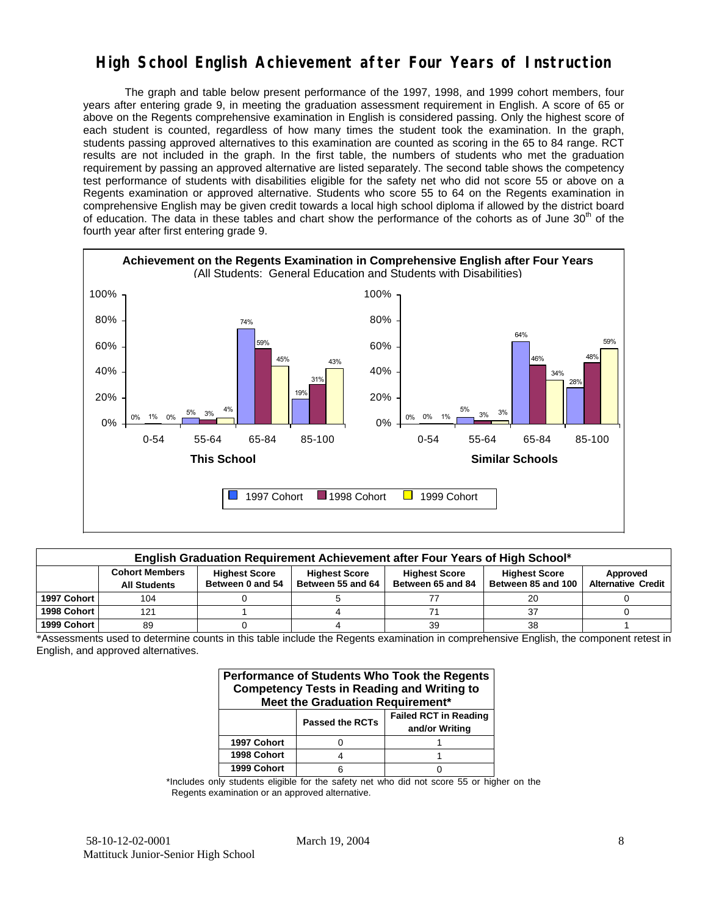# High School English Achievement after Four Years of Instruction

The graph and table below present performance of the 1997, 1998, and 1999 cohort members, four years after entering grade 9, in meeting the graduation assessment requirement in English. A score of 65 or above on the Regents comprehensive examination in English is considered passing. Only the highest score of each student is counted, regardless of how many times the student took the examination. In the graph, students passing approved alternatives to this examination are counted as scoring in the 65 to 84 range. RCT results are not included in the graph. In the first table, the numbers of students who met the graduation requirement by passing an approved alternative are listed separately. The second table shows the competency test performance of students with disabilities eligible for the safety net who did not score 55 or above on a Regents examination or approved alternative. Students who score 55 to 64 on the Regents examination in comprehensive English may be given credit towards a local high school diploma if allowed by the district board of education. The data in these tables and chart show the performance of the cohorts as of June 30th of the fourth year after first entering grade 9.

**Achievement on the Regents Examination in Comprehensive English after Four Years**
(All Students: General Education and Students with Disabilities)

**This School**

| Score Range | 1997 Cohort | 1998 Cohort | 1999 Cohort |
|---|---|---|---|
| 0-54 | 0% | 1% | 0% |
| 55-64 | 5% | 3% | 4% |
| 65-84 | 74% | 59% | 45% |
| 85-100 | 19% | 31% | 43% |

**Similar Schools**

| Score Range | 1997 Cohort | 1998 Cohort | 1999 Cohort |
|---|---|---|---|
| 0-54 | 0% | 0% | 1% |
| 55-64 | 5% | 3% | 3% |
| 65-84 | 64% | 46% | 34% |
| 85-100 | 28% | 48% | 59% |

**English Graduation Requirement Achievement after Four Years of High School***

| | Cohort Members All Students | Highest Score Between 0 and 54 | Highest Score Between 55 and 64 | Highest Score Between 65 and 84 | Highest Score Between 85 and 100 | Approved Alternative Credit |
|---|---|---|---|---|---|---|
| 1997 Cohort | 104 | 0 | 5 | 77 | 20 | 0 |
| 1998 Cohort | 121 | 1 | 4 | 71 | 37 | 0 |
| 1999 Cohort | 89 | 0 | 4 | 39 | 38 | 1 |

*Assessments used to determine counts in this table include the Regents examination in comprehensive English, the component retest in English, and approved alternatives.

**Performance of Students Who Took the Regents Competency Tests in Reading and Writing to Meet the Graduation Requirement***

| | Passed the RCTs | Failed RCT in Reading and/or Writing |
|---|---|---|
| 1997 Cohort | 0 | 1 |
| 1998 Cohort | 4 | 1 |
| 1999 Cohort | 6 | 0 |

*Includes only students eligible for the safety net who did not score 55 or higher on the Regents examination or an approved alternative.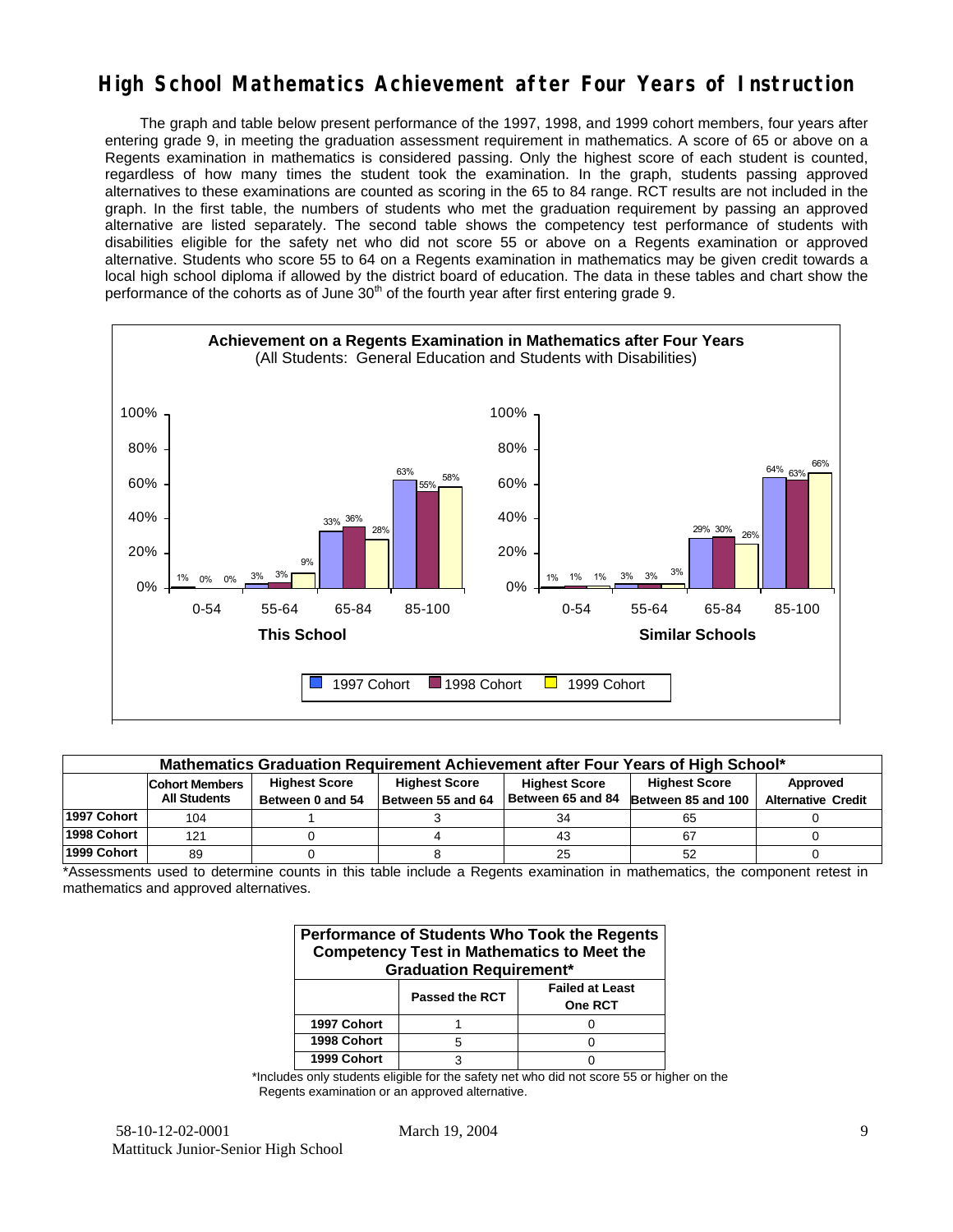# High School Mathematics Achievement after Four Years of Instruction

The graph and table below present performance of the 1997, 1998, and 1999 cohort members, four years after entering grade 9, in meeting the graduation assessment requirement in mathematics. A score of 65 or above on a Regents examination in mathematics is considered passing. Only the highest score of each student is counted, regardless of how many times the student took the examination. In the graph, students passing approved alternatives to these examinations are counted as scoring in the 65 to 84 range. RCT results are not included in the graph. In the first table, the numbers of students who met the graduation requirement by passing an approved alternative are listed separately. The second table shows the competency test performance of students with disabilities eligible for the safety net who did not score 55 or above on a Regents examination or approved alternative. Students who score 55 to 64 on a Regents examination in mathematics may be given credit towards a local high school diploma if allowed by the district board of education. The data in these tables and chart show the performance of the cohorts as of June 30th of the fourth year after first entering grade 9.

**Achievement on a Regents Examination in Mathematics after Four Years**
(All Students: General Education and Students with Disabilities)

**This School**

| Score Range | 1997 Cohort | 1998 Cohort | 1999 Cohort |
|---|---|---|---|
| 0-54 | 1% | 0% | 0% |
| 55-64 | 3% | 3% | 9% |
| 65-84 | 33% | 36% | 28% |
| 85-100 | 63% | 55% | 58% |

**Similar Schools**

| Score Range | 1997 Cohort | 1998 Cohort | 1999 Cohort |
|---|---|---|---|
| 0-54 | 1% | 1% | 1% |
| 55-64 | 3% | 3% | 3% |
| 65-84 | 29% | 30% | 26% |
| 85-100 | 64% | 63% | 66% |

**Mathematics Graduation Requirement Achievement after Four Years of High School***

| | Cohort Members All Students | Highest Score Between 0 and 54 | Highest Score Between 55 and 64 | Highest Score Between 65 and 84 | Highest Score Between 85 and 100 | Approved Alternative Credit |
|---|---|---|---|---|---|---|
| 1997 Cohort | 104 | 1 | 3 | 34 | 65 | 0 |
| 1998 Cohort | 121 | 0 | 4 | 43 | 67 | 0 |
| 1999 Cohort | 89 | 0 | 8 | 25 | 52 | 0 |

*Assessments used to determine counts in this table include a Regents examination in mathematics, the component retest in mathematics and approved alternatives.

**Performance of Students Who Took the Regents Competency Test in Mathematics to Meet the Graduation Requirement***

| | Passed the RCT | Failed at Least One RCT |
|---|---|---|
| 1997 Cohort | 1 | 0 |
| 1998 Cohort | 5 | 0 |
| 1999 Cohort | 3 | 0 |

*Includes only students eligible for the safety net who did not score 55 or higher on the Regents examination or an approved alternative.

58-10-12-02-0001 March 19, 2004
Mattituck Junior-Senior High School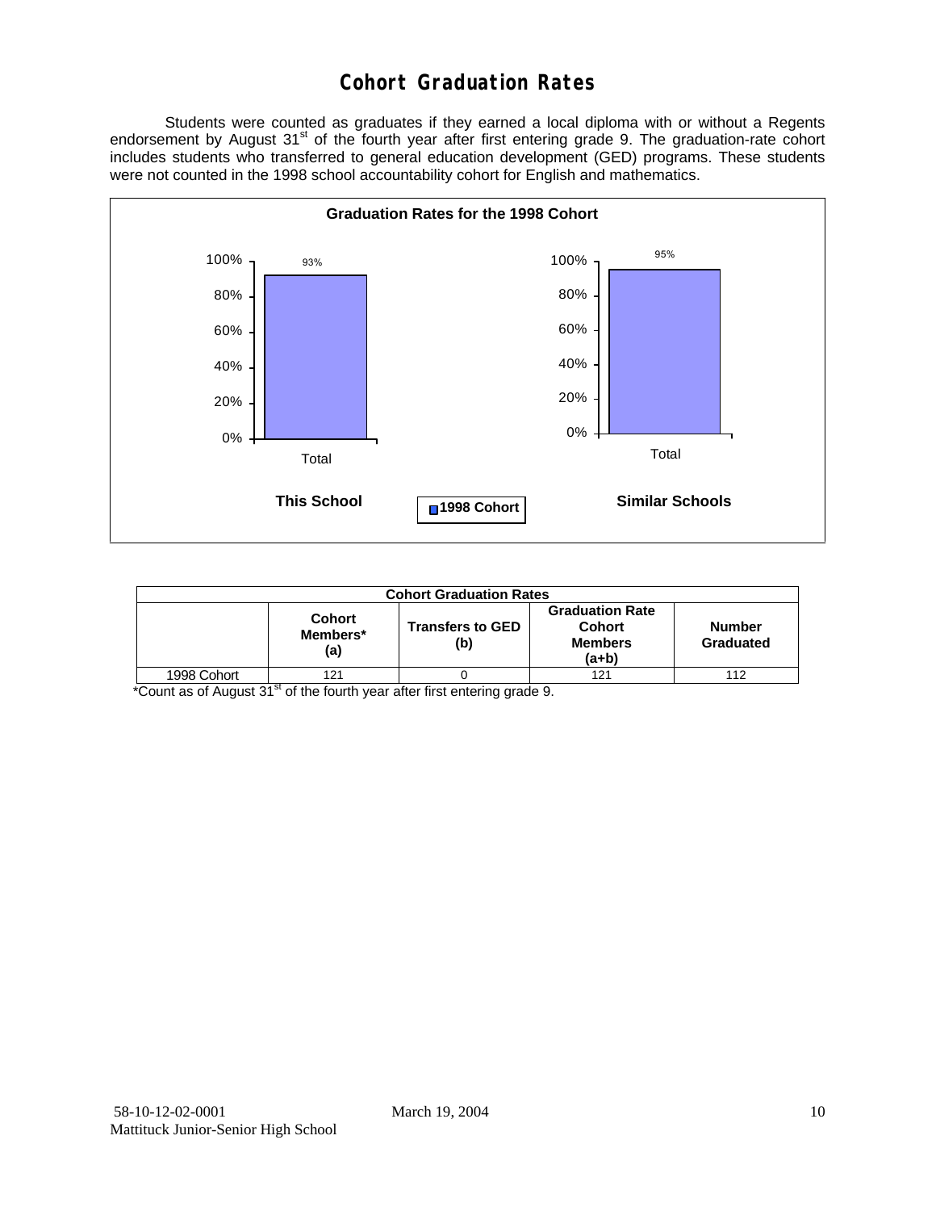# Cohort Graduation Rates

Students were counted as graduates if they earned a local diploma with or without a Regents endorsement by August 31st of the fourth year after first entering grade 9. The graduation-rate cohort includes students who transferred to general education development (GED) programs. These students were not counted in the 1998 school accountability cohort for English and mathematics.

**Graduation Rates for the 1998 Cohort**

| | This School | Similar Schools |
|---|---|---|
| Total | 93% | 95% |

| Cohort Graduation Rates | | | | |
|---|---|---|---|---|
| | Cohort Members* (a) | Transfers to GED (b) | Graduation Rate Cohort Members (a+b) | Number Graduated |
| 1998 Cohort | 121 | 0 | 121 | 112 |

*Count as of August 31st of the fourth year after first entering grade 9.

58-10-12-02-0001 March 19, 2004
Mattituck Junior-Senior High School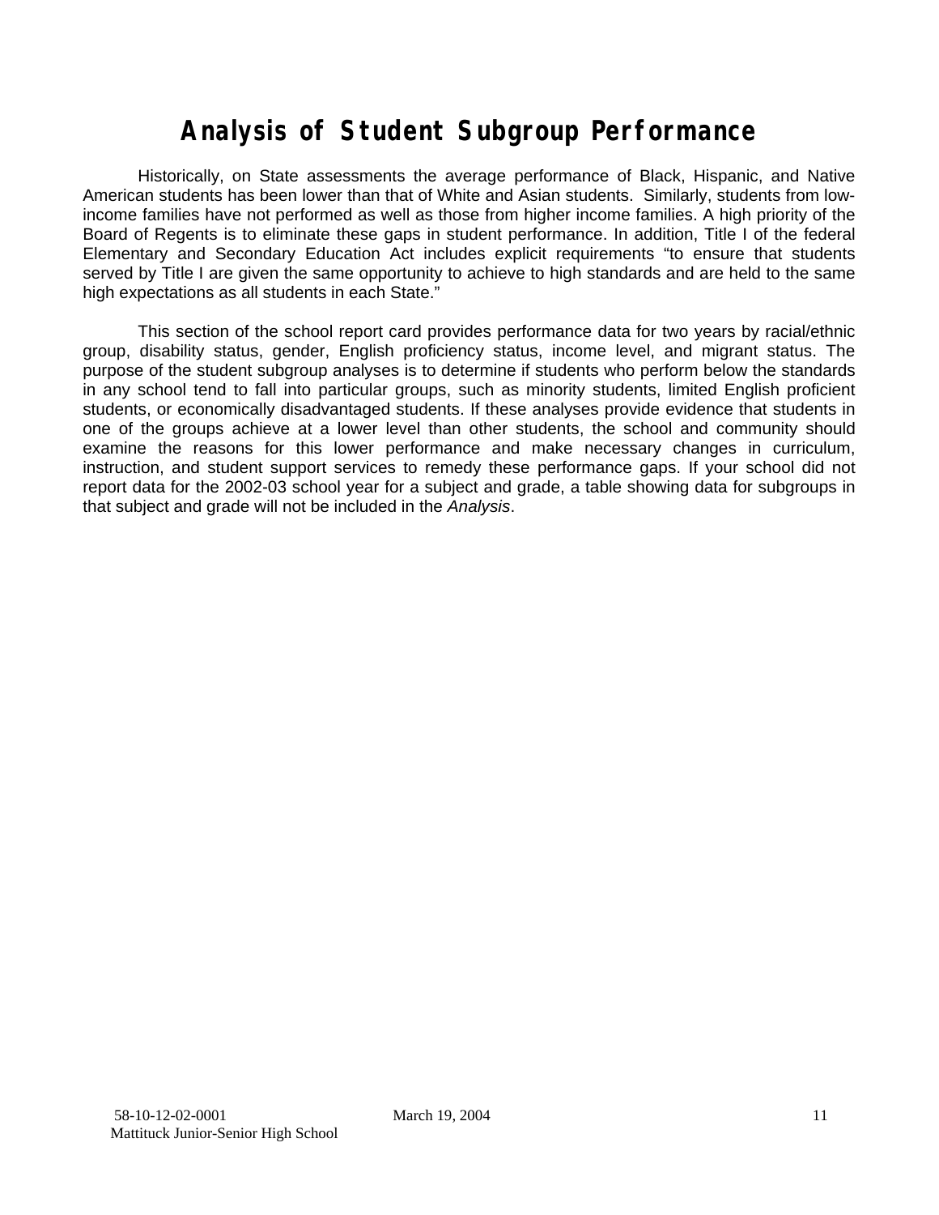# Analysis of Student Subgroup Performance

Historically, on State assessments the average performance of Black, Hispanic, and Native American students has been lower than that of White and Asian students. Similarly, students from low-income families have not performed as well as those from higher income families. A high priority of the Board of Regents is to eliminate these gaps in student performance. In addition, Title I of the federal Elementary and Secondary Education Act includes explicit requirements "to ensure that students served by Title I are given the same opportunity to achieve to high standards and are held to the same high expectations as all students in each State."

This section of the school report card provides performance data for two years by racial/ethnic group, disability status, gender, English proficiency status, income level, and migrant status. The purpose of the student subgroup analyses is to determine if students who perform below the standards in any school tend to fall into particular groups, such as minority students, limited English proficient students, or economically disadvantaged students. If these analyses provide evidence that students in one of the groups achieve at a lower level than other students, the school and community should examine the reasons for this lower performance and make necessary changes in curriculum, instruction, and student support services to remedy these performance gaps. If your school did not report data for the 2002-03 school year for a subject and grade, a table showing data for subgroups in that subject and grade will not be included in the *Analysis*.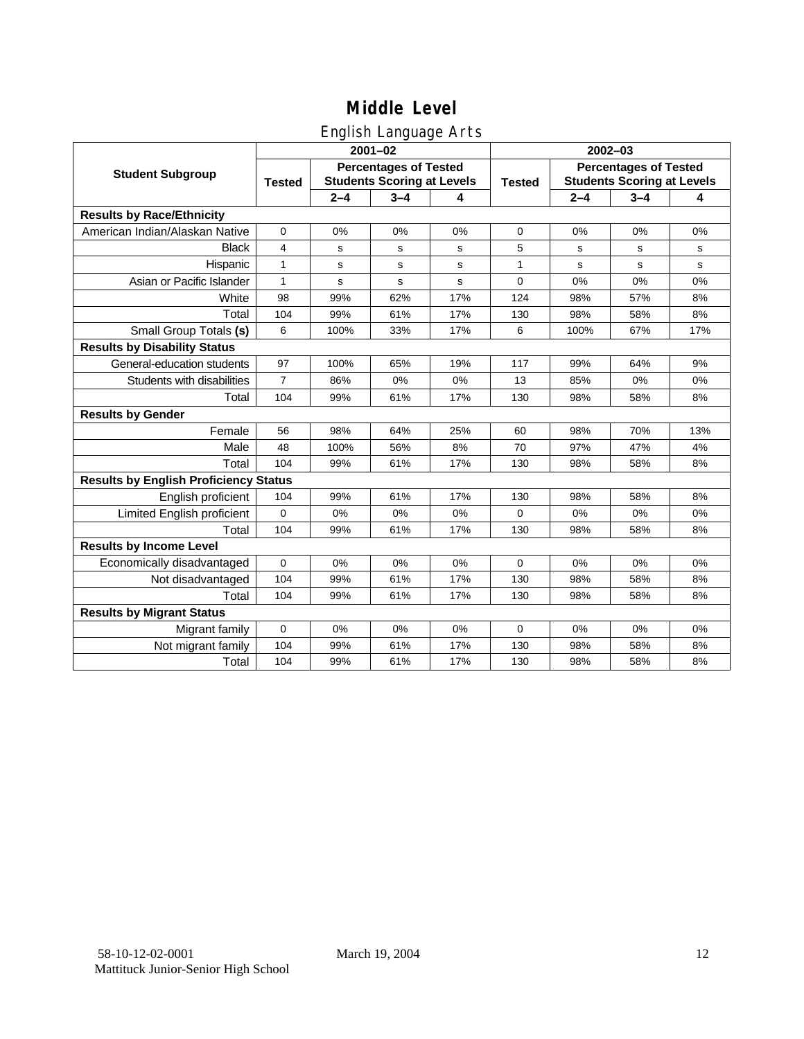# Middle Level

## English Language Arts

| Student Subgroup | 2001–02 | | | | 2002–03 | | | |
|---|---|---|---|---|---|---|---|---|
| | Tested | Percentages of Tested Students Scoring at Levels | | | Tested | Percentages of Tested Students Scoring at Levels | | |
| | | 2–4 | 3–4 | 4 | | 2–4 | 3–4 | 4 |
| **Results by Race/Ethnicity** | | | | | | | | |
| American Indian/Alaskan Native | 0 | 0% | 0% | 0% | 0 | 0% | 0% | 0% |
| Black | 4 | s | s | s | 5 | s | s | s |
| Hispanic | 1 | s | s | s | 1 | s | s | s |
| Asian or Pacific Islander | 1 | s | s | s | 0 | 0% | 0% | 0% |
| White | 98 | 99% | 62% | 17% | 124 | 98% | 57% | 8% |
| Total | 104 | 99% | 61% | 17% | 130 | 98% | 58% | 8% |
| Small Group Totals **(s)** | 6 | 100% | 33% | 17% | 6 | 100% | 67% | 17% |
| **Results by Disability Status** | | | | | | | | |
| General-education students | 97 | 100% | 65% | 19% | 117 | 99% | 64% | 9% |
| Students with disabilities | 7 | 86% | 0% | 0% | 13 | 85% | 0% | 0% |
| Total | 104 | 99% | 61% | 17% | 130 | 98% | 58% | 8% |
| **Results by Gender** | | | | | | | | |
| Female | 56 | 98% | 64% | 25% | 60 | 98% | 70% | 13% |
| Male | 48 | 100% | 56% | 8% | 70 | 97% | 47% | 4% |
| Total | 104 | 99% | 61% | 17% | 130 | 98% | 58% | 8% |
| **Results by English Proficiency Status** | | | | | | | | |
| English proficient | 104 | 99% | 61% | 17% | 130 | 98% | 58% | 8% |
| Limited English proficient | 0 | 0% | 0% | 0% | 0 | 0% | 0% | 0% |
| Total | 104 | 99% | 61% | 17% | 130 | 98% | 58% | 8% |
| **Results by Income Level** | | | | | | | | |
| Economically disadvantaged | 0 | 0% | 0% | 0% | 0 | 0% | 0% | 0% |
| Not disadvantaged | 104 | 99% | 61% | 17% | 130 | 98% | 58% | 8% |
| Total | 104 | 99% | 61% | 17% | 130 | 98% | 58% | 8% |
| **Results by Migrant Status** | | | | | | | | |
| Migrant family | 0 | 0% | 0% | 0% | 0 | 0% | 0% | 0% |
| Not migrant family | 104 | 99% | 61% | 17% | 130 | 98% | 58% | 8% |
| Total | 104 | 99% | 61% | 17% | 130 | 98% | 58% | 8% |

58-10-12-02-0001 March 19, 2004
Mattituck Junior-Senior High School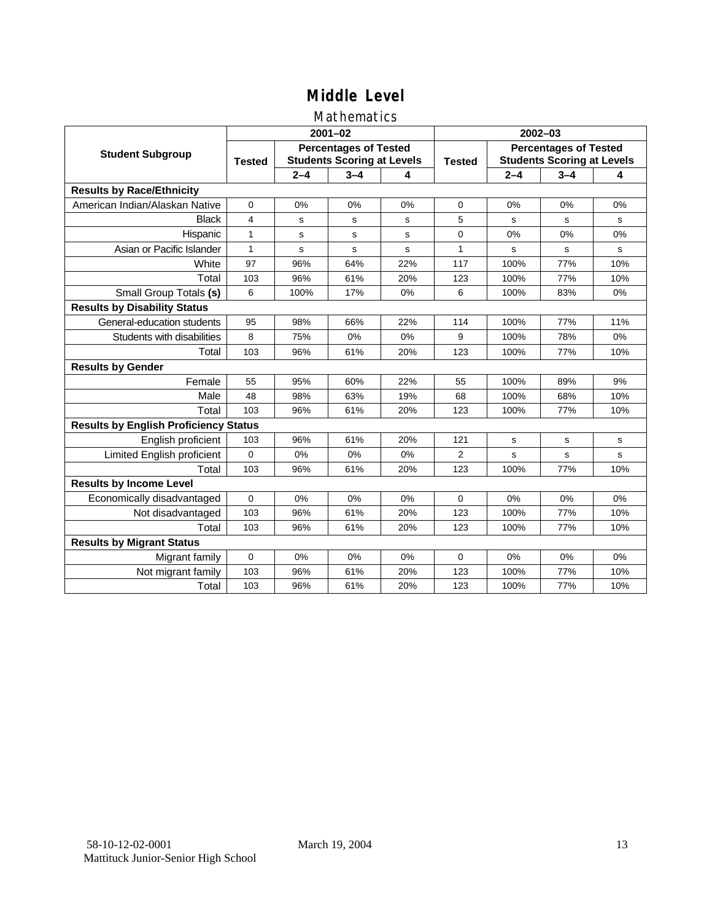# Middle Level

## Mathematics

| Student Subgroup | 2001–02 | | | | 2002–03 | | | |
|---|---|---|---|---|---|---|---|---|
| | Tested | Percentages of Tested Students Scoring at Levels | | | Tested | Percentages of Tested Students Scoring at Levels | | |
| | | 2–4 | 3–4 | 4 | | 2–4 | 3–4 | 4 |
| **Results by Race/Ethnicity** | | | | | | | | |
| American Indian/Alaskan Native | 0 | 0% | 0% | 0% | 0 | 0% | 0% | 0% |
| Black | 4 | s | s | s | 5 | s | s | s |
| Hispanic | 1 | s | s | s | 0 | 0% | 0% | 0% |
| Asian or Pacific Islander | 1 | s | s | s | 1 | s | s | s |
| White | 97 | 96% | 64% | 22% | 117 | 100% | 77% | 10% |
| Total | 103 | 96% | 61% | 20% | 123 | 100% | 77% | 10% |
| Small Group Totals **(s)** | 6 | 100% | 17% | 0% | 6 | 100% | 83% | 0% |
| **Results by Disability Status** | | | | | | | | |
| General-education students | 95 | 98% | 66% | 22% | 114 | 100% | 77% | 11% |
| Students with disabilities | 8 | 75% | 0% | 0% | 9 | 100% | 78% | 0% |
| Total | 103 | 96% | 61% | 20% | 123 | 100% | 77% | 10% |
| **Results by Gender** | | | | | | | | |
| Female | 55 | 95% | 60% | 22% | 55 | 100% | 89% | 9% |
| Male | 48 | 98% | 63% | 19% | 68 | 100% | 68% | 10% |
| Total | 103 | 96% | 61% | 20% | 123 | 100% | 77% | 10% |
| **Results by English Proficiency Status** | | | | | | | | |
| English proficient | 103 | 96% | 61% | 20% | 121 | s | s | s |
| Limited English proficient | 0 | 0% | 0% | 0% | 2 | s | s | s |
| Total | 103 | 96% | 61% | 20% | 123 | 100% | 77% | 10% |
| **Results by Income Level** | | | | | | | | |
| Economically disadvantaged | 0 | 0% | 0% | 0% | 0 | 0% | 0% | 0% |
| Not disadvantaged | 103 | 96% | 61% | 20% | 123 | 100% | 77% | 10% |
| Total | 103 | 96% | 61% | 20% | 123 | 100% | 77% | 10% |
| **Results by Migrant Status** | | | | | | | | |
| Migrant family | 0 | 0% | 0% | 0% | 0 | 0% | 0% | 0% |
| Not migrant family | 103 | 96% | 61% | 20% | 123 | 100% | 77% | 10% |
| Total | 103 | 96% | 61% | 20% | 123 | 100% | 77% | 10% |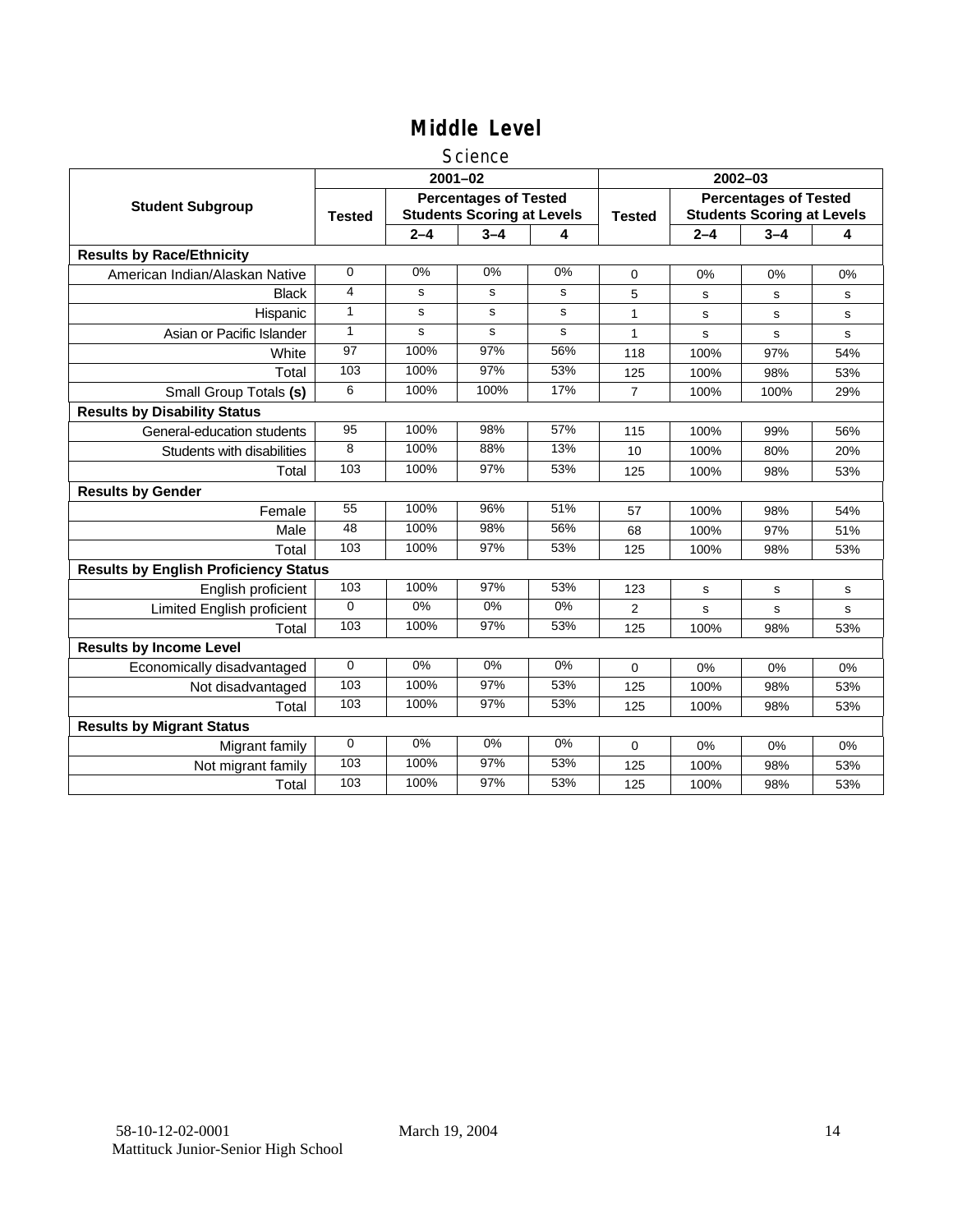# Middle Level

## Science

| Student Subgroup | 2001–02 | | | | 2002–03 | | | |
|---|---|---|---|---|---|---|---|---|
| | Tested | Percentages of Tested Students Scoring at Levels | | | Tested | Percentages of Tested Students Scoring at Levels | | |
| | | 2–4 | 3–4 | 4 | | 2–4 | 3–4 | 4 |
| **Results by Race/Ethnicity** | | | | | | | | |
| American Indian/Alaskan Native | 0 | 0% | 0% | 0% | 0 | 0% | 0% | 0% |
| Black | 4 | s | s | s | 5 | s | s | s |
| Hispanic | 1 | s | s | s | 1 | s | s | s |
| Asian or Pacific Islander | 1 | s | s | s | 1 | s | s | s |
| White | 97 | 100% | 97% | 56% | 118 | 100% | 97% | 54% |
| Total | 103 | 100% | 97% | 53% | 125 | 100% | 98% | 53% |
| Small Group Totals **(s)** | 6 | 100% | 100% | 17% | 7 | 100% | 100% | 29% |
| **Results by Disability Status** | | | | | | | | |
| General-education students | 95 | 100% | 98% | 57% | 115 | 100% | 99% | 56% |
| Students with disabilities | 8 | 100% | 88% | 13% | 10 | 100% | 80% | 20% |
| Total | 103 | 100% | 97% | 53% | 125 | 100% | 98% | 53% |
| **Results by Gender** | | | | | | | | |
| Female | 55 | 100% | 96% | 51% | 57 | 100% | 98% | 54% |
| Male | 48 | 100% | 98% | 56% | 68 | 100% | 97% | 51% |
| Total | 103 | 100% | 97% | 53% | 125 | 100% | 98% | 53% |
| **Results by English Proficiency Status** | | | | | | | | |
| English proficient | 103 | 100% | 97% | 53% | 123 | s | s | s |
| Limited English proficient | 0 | 0% | 0% | 0% | 2 | s | s | s |
| Total | 103 | 100% | 97% | 53% | 125 | 100% | 98% | 53% |
| **Results by Income Level** | | | | | | | | |
| Economically disadvantaged | 0 | 0% | 0% | 0% | 0 | 0% | 0% | 0% |
| Not disadvantaged | 103 | 100% | 97% | 53% | 125 | 100% | 98% | 53% |
| Total | 103 | 100% | 97% | 53% | 125 | 100% | 98% | 53% |
| **Results by Migrant Status** | | | | | | | | |
| Migrant family | 0 | 0% | 0% | 0% | 0 | 0% | 0% | 0% |
| Not migrant family | 103 | 100% | 97% | 53% | 125 | 100% | 98% | 53% |
| Total | 103 | 100% | 97% | 53% | 125 | 100% | 98% | 53% |

58-10-12-02-0001 March 19, 2004
Mattituck Junior-Senior High School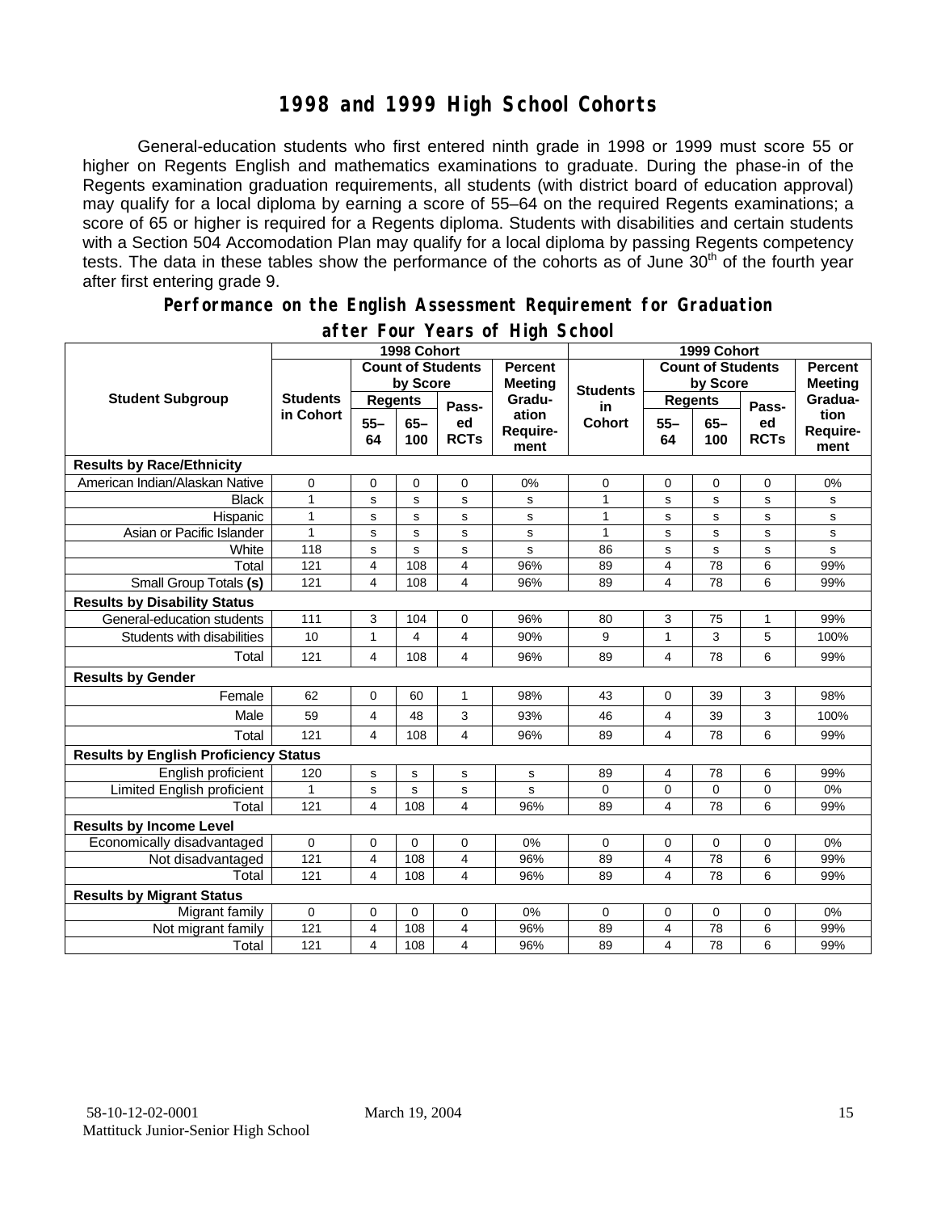# 1998 and 1999 High School Cohorts

General-education students who first entered ninth grade in 1998 or 1999 must score 55 or higher on Regents English and mathematics examinations to graduate. During the phase-in of the Regents examination graduation requirements, all students (with district board of education approval) may qualify for a local diploma by earning a score of 55–64 on the required Regents examinations; a score of 65 or higher is required for a Regents diploma. Students with disabilities and certain students with a Section 504 Accomodation Plan may qualify for a local diploma by passing Regents competency tests. The data in these tables show the performance of the cohorts as of June 30th of the fourth year after first entering grade 9.

## Performance on the English Assessment Requirement for Graduation after Four Years of High School

| Student Subgroup | 1998 Cohort | | | | | 1999 Cohort | | | | |
|---|---|---|---|---|---|---|---|---|---|---|
| | Students in Cohort | Count of Students by Score | | | Percent Meeting Graduation Requirement | Students in Cohort | Count of Students by Score | | | Percent Meeting Graduation Requirement |
| | | Regents 55–64 | Regents 65–100 | Passed RCTs | | | Regents 55–64 | Regents 65–100 | Passed RCTs | |
| **Results by Race/Ethnicity** | | | | | | | | | | |
| American Indian/Alaskan Native | 0 | 0 | 0 | 0 | 0% | 0 | 0 | 0 | 0 | 0% |
| Black | 1 | s | s | s | s | 1 | s | s | s | s |
| Hispanic | 1 | s | s | s | s | 1 | s | s | s | s |
| Asian or Pacific Islander | 1 | s | s | s | s | 1 | s | s | s | s |
| White | 118 | s | s | s | s | 86 | s | s | s | s |
| Total | 121 | 4 | 108 | 4 | 96% | 89 | 4 | 78 | 6 | 99% |
| Small Group Totals **(s)** | 121 | 4 | 108 | 4 | 96% | 89 | 4 | 78 | 6 | 99% |
| **Results by Disability Status** | | | | | | | | | | |
| General-education students | 111 | 3 | 104 | 0 | 96% | 80 | 3 | 75 | 1 | 99% |
| Students with disabilities | 10 | 1 | 4 | 4 | 90% | 9 | 1 | 3 | 5 | 100% |
| Total | 121 | 4 | 108 | 4 | 96% | 89 | 4 | 78 | 6 | 99% |
| **Results by Gender** | | | | | | | | | | |
| Female | 62 | 0 | 60 | 1 | 98% | 43 | 0 | 39 | 3 | 98% |
| Male | 59 | 4 | 48 | 3 | 93% | 46 | 4 | 39 | 3 | 100% |
| Total | 121 | 4 | 108 | 4 | 96% | 89 | 4 | 78 | 6 | 99% |
| **Results by English Proficiency Status** | | | | | | | | | | |
| English proficient | 120 | s | s | s | s | 89 | 4 | 78 | 6 | 99% |
| Limited English proficient | 1 | s | s | s | s | 0 | 0 | 0 | 0 | 0% |
| Total | 121 | 4 | 108 | 4 | 96% | 89 | 4 | 78 | 6 | 99% |
| **Results by Income Level** | | | | | | | | | | |
| Economically disadvantaged | 0 | 0 | 0 | 0 | 0% | 0 | 0 | 0 | 0 | 0% |
| Not disadvantaged | 121 | 4 | 108 | 4 | 96% | 89 | 4 | 78 | 6 | 99% |
| Total | 121 | 4 | 108 | 4 | 96% | 89 | 4 | 78 | 6 | 99% |
| **Results by Migrant Status** | | | | | | | | | | |
| Migrant family | 0 | 0 | 0 | 0 | 0% | 0 | 0 | 0 | 0 | 0% |
| Not migrant family | 121 | 4 | 108 | 4 | 96% | 89 | 4 | 78 | 6 | 99% |
| Total | 121 | 4 | 108 | 4 | 96% | 89 | 4 | 78 | 6 | 99% |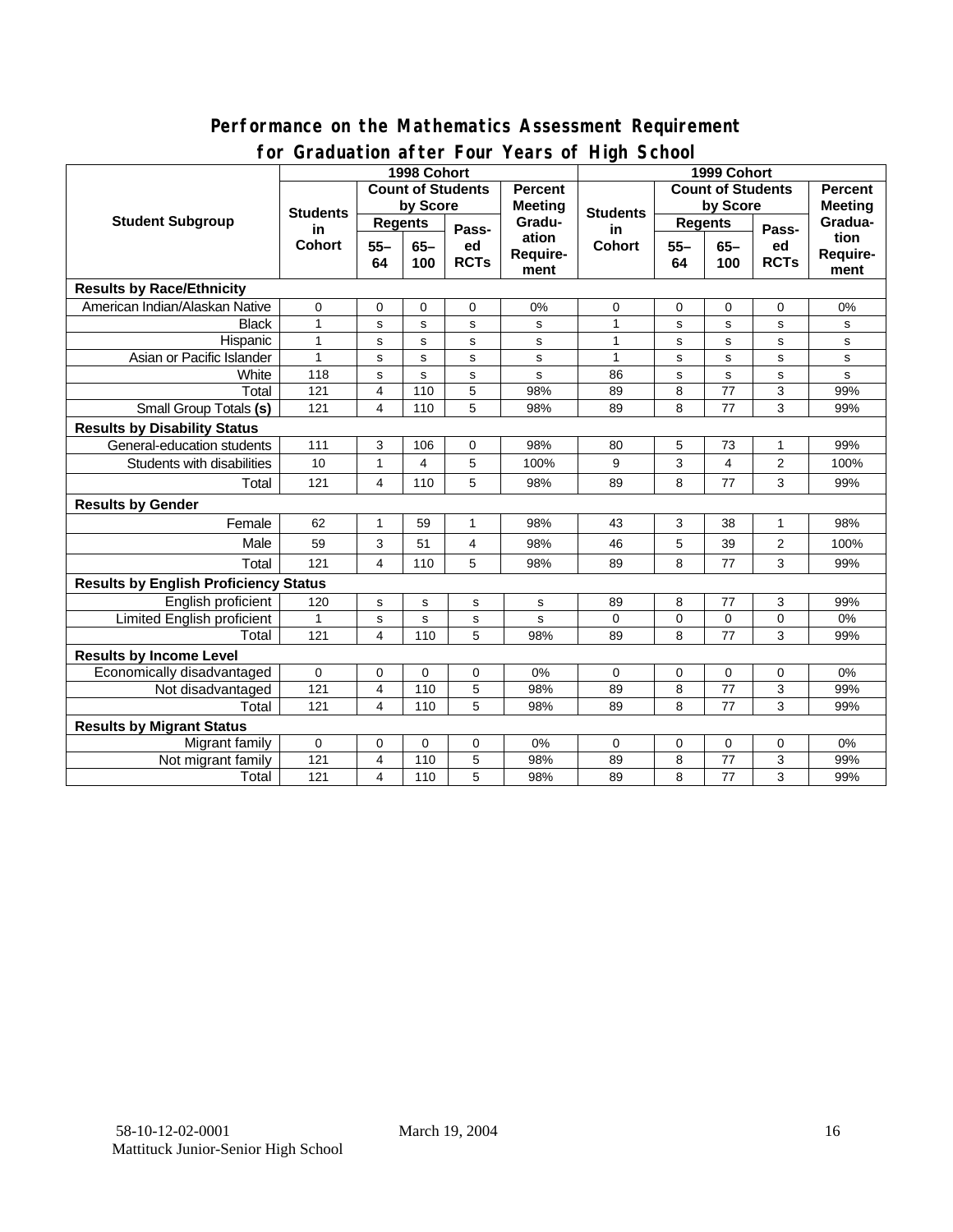## Performance on the Mathematics Assessment Requirement for Graduation after Four Years of High School

| Student Subgroup | 1998 Cohort | | | | | 1999 Cohort | | | | |
|---|---|---|---|---|---|---|---|---|---|---|
| | Students in Cohort | Count of Students by Score | | | Percent Meeting Graduation Requirement | Students in Cohort | Count of Students by Score | | | Percent Meeting Graduation Requirement |
| | | Regents 55–64 | Regents 65–100 | Passed RCTs | | | Regents 55–64 | Regents 65–100 | Passed RCTs | |
| **Results by Race/Ethnicity** | | | | | | | | | | |
| American Indian/Alaskan Native | 0 | 0 | 0 | 0 | 0% | 0 | 0 | 0 | 0 | 0% |
| Black | 1 | s | s | s | s | 1 | s | s | s | s |
| Hispanic | 1 | s | s | s | s | 1 | s | s | s | s |
| Asian or Pacific Islander | 1 | s | s | s | s | 1 | s | s | s | s |
| White | 118 | s | s | s | s | 86 | s | s | s | s |
| Total | 121 | 4 | 110 | 5 | 98% | 89 | 8 | 77 | 3 | 99% |
| Small Group Totals **(s)** | 121 | 4 | 110 | 5 | 98% | 89 | 8 | 77 | 3 | 99% |
| **Results by Disability Status** | | | | | | | | | | |
| General-education students | 111 | 3 | 106 | 0 | 98% | 80 | 5 | 73 | 1 | 99% |
| Students with disabilities | 10 | 1 | 4 | 5 | 100% | 9 | 3 | 4 | 2 | 100% |
| Total | 121 | 4 | 110 | 5 | 98% | 89 | 8 | 77 | 3 | 99% |
| **Results by Gender** | | | | | | | | | | |
| Female | 62 | 1 | 59 | 1 | 98% | 43 | 3 | 38 | 1 | 98% |
| Male | 59 | 3 | 51 | 4 | 98% | 46 | 5 | 39 | 2 | 100% |
| Total | 121 | 4 | 110 | 5 | 98% | 89 | 8 | 77 | 3 | 99% |
| **Results by English Proficiency Status** | | | | | | | | | | |
| English proficient | 120 | s | s | s | s | 89 | 8 | 77 | 3 | 99% |
| Limited English proficient | 1 | s | s | s | s | 0 | 0 | 0 | 0 | 0% |
| Total | 121 | 4 | 110 | 5 | 98% | 89 | 8 | 77 | 3 | 99% |
| **Results by Income Level** | | | | | | | | | | |
| Economically disadvantaged | 0 | 0 | 0 | 0 | 0% | 0 | 0 | 0 | 0 | 0% |
| Not disadvantaged | 121 | 4 | 110 | 5 | 98% | 89 | 8 | 77 | 3 | 99% |
| Total | 121 | 4 | 110 | 5 | 98% | 89 | 8 | 77 | 3 | 99% |
| **Results by Migrant Status** | | | | | | | | | | |
| Migrant family | 0 | 0 | 0 | 0 | 0% | 0 | 0 | 0 | 0 | 0% |
| Not migrant family | 121 | 4 | 110 | 5 | 98% | 89 | 8 | 77 | 3 | 99% |
| Total | 121 | 4 | 110 | 5 | 98% | 89 | 8 | 77 | 3 | 99% |

58-10-12-02-0001 March 19, 2004
Mattituck Junior-Senior High School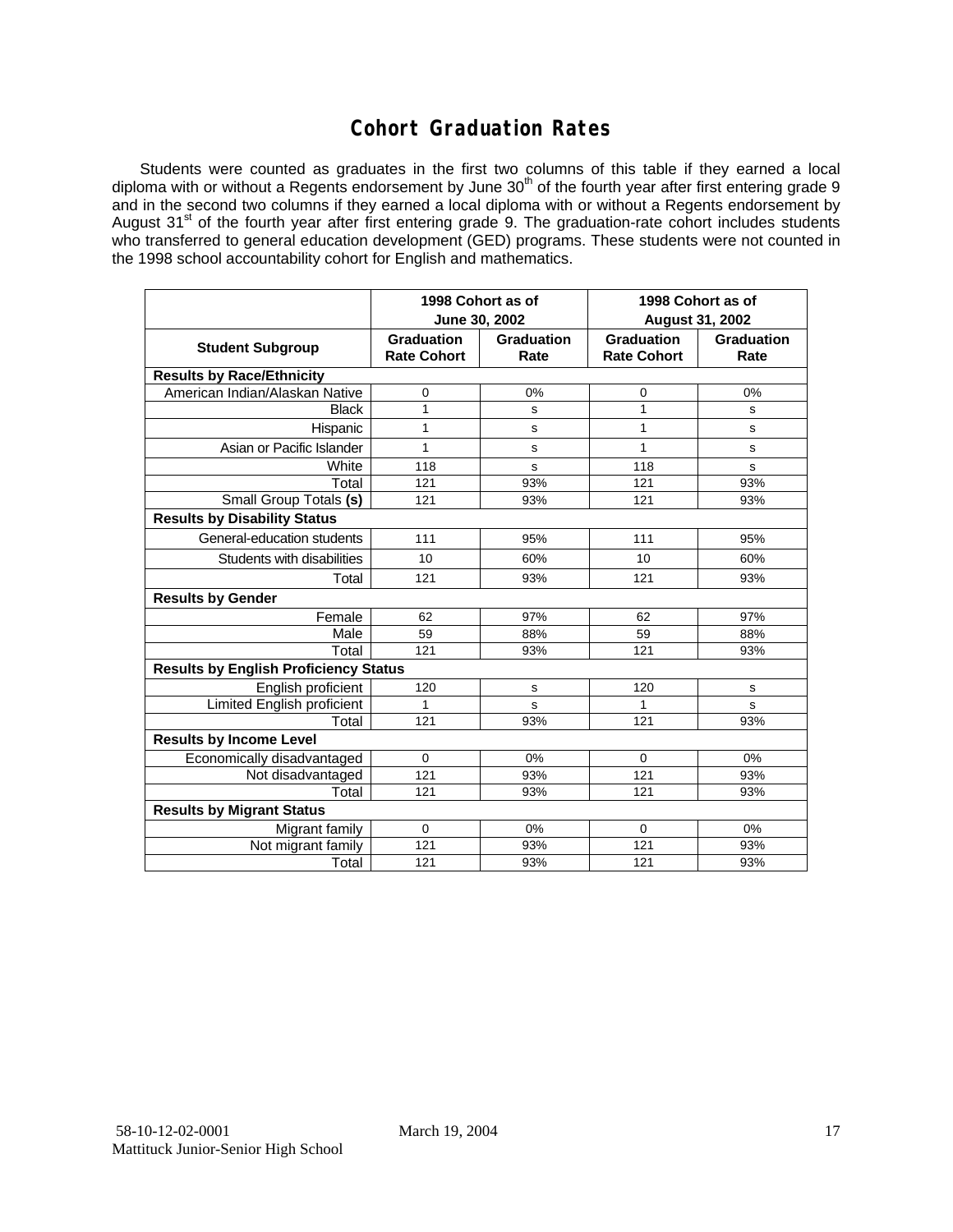# Cohort Graduation Rates

Students were counted as graduates in the first two columns of this table if they earned a local diploma with or without a Regents endorsement by June 30th of the fourth year after first entering grade 9 and in the second two columns if they earned a local diploma with or without a Regents endorsement by August 31st of the fourth year after first entering grade 9. The graduation-rate cohort includes students who transferred to general education development (GED) programs. These students were not counted in the 1998 school accountability cohort for English and mathematics.

| | 1998 Cohort as of June 30, 2002 | | 1998 Cohort as of August 31, 2002 | |
|---|---|---|---|---|
| **Student Subgroup** | **Graduation Rate Cohort** | **Graduation Rate** | **Graduation Rate Cohort** | **Graduation Rate** |
| **Results by Race/Ethnicity** | | | | |
| American Indian/Alaskan Native | 0 | 0% | 0 | 0% |
| Black | 1 | s | 1 | s |
| Hispanic | 1 | s | 1 | s |
| Asian or Pacific Islander | 1 | s | 1 | s |
| White | 118 | s | 118 | s |
| Total | 121 | 93% | 121 | 93% |
| Small Group Totals **(s)** | 121 | 93% | 121 | 93% |
| **Results by Disability Status** | | | | |
| General-education students | 111 | 95% | 111 | 95% |
| Students with disabilities | 10 | 60% | 10 | 60% |
| Total | 121 | 93% | 121 | 93% |
| **Results by Gender** | | | | |
| Female | 62 | 97% | 62 | 97% |
| Male | 59 | 88% | 59 | 88% |
| Total | 121 | 93% | 121 | 93% |
| **Results by English Proficiency Status** | | | | |
| English proficient | 120 | s | 120 | s |
| Limited English proficient | 1 | s | 1 | s |
| Total | 121 | 93% | 121 | 93% |
| **Results by Income Level** | | | | |
| Economically disadvantaged | 0 | 0% | 0 | 0% |
| Not disadvantaged | 121 | 93% | 121 | 93% |
| Total | 121 | 93% | 121 | 93% |
| **Results by Migrant Status** | | | | |
| Migrant family | 0 | 0% | 0 | 0% |
| Not migrant family | 121 | 93% | 121 | 93% |
| Total | 121 | 93% | 121 | 93% |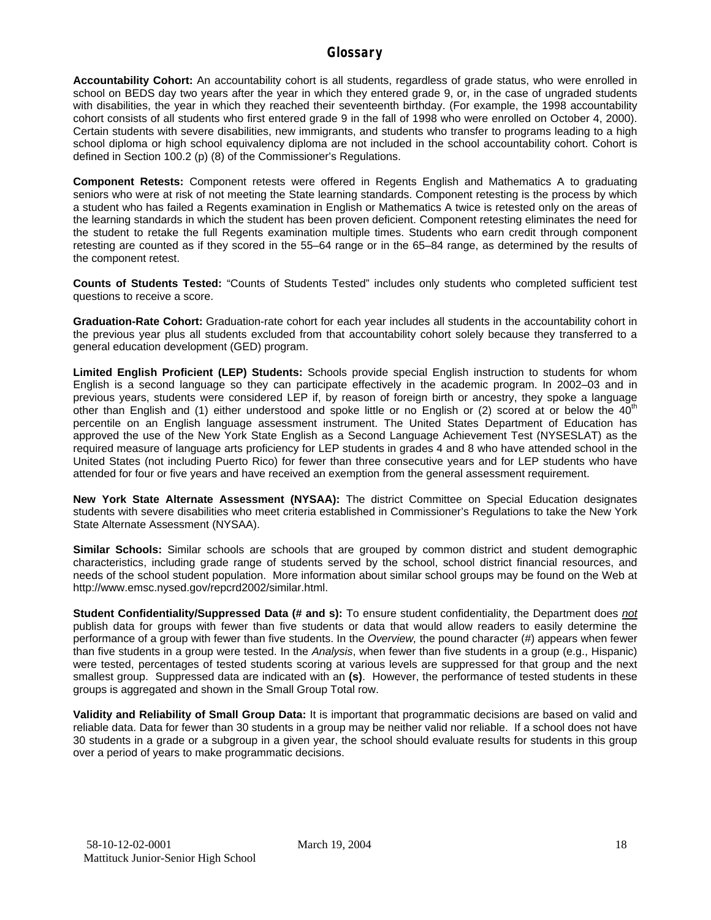# Glossary

**Accountability Cohort:** An accountability cohort is all students, regardless of grade status, who were enrolled in school on BEDS day two years after the year in which they entered grade 9, or, in the case of ungraded students with disabilities, the year in which they reached their seventeenth birthday. (For example, the 1998 accountability cohort consists of all students who first entered grade 9 in the fall of 1998 who were enrolled on October 4, 2000). Certain students with severe disabilities, new immigrants, and students who transfer to programs leading to a high school diploma or high school equivalency diploma are not included in the school accountability cohort. Cohort is defined in Section 100.2 (p) (8) of the Commissioner's Regulations.

**Component Retests:** Component retests were offered in Regents English and Mathematics A to graduating seniors who were at risk of not meeting the State learning standards. Component retesting is the process by which a student who has failed a Regents examination in English or Mathematics A twice is retested only on the areas of the learning standards in which the student has been proven deficient. Component retesting eliminates the need for the student to retake the full Regents examination multiple times. Students who earn credit through component retesting are counted as if they scored in the 55–64 range or in the 65–84 range, as determined by the results of the component retest.

**Counts of Students Tested:** "Counts of Students Tested" includes only students who completed sufficient test questions to receive a score.

**Graduation-Rate Cohort:** Graduation-rate cohort for each year includes all students in the accountability cohort in the previous year plus all students excluded from that accountability cohort solely because they transferred to a general education development (GED) program.

**Limited English Proficient (LEP) Students:** Schools provide special English instruction to students for whom English is a second language so they can participate effectively in the academic program. In 2002–03 and in previous years, students were considered LEP if, by reason of foreign birth or ancestry, they spoke a language other than English and (1) either understood and spoke little or no English or (2) scored at or below the 40th percentile on an English language assessment instrument. The United States Department of Education has approved the use of the New York State English as a Second Language Achievement Test (NYSESLAT) as the required measure of language arts proficiency for LEP students in grades 4 and 8 who have attended school in the United States (not including Puerto Rico) for fewer than three consecutive years and for LEP students who have attended for four or five years and have received an exemption from the general assessment requirement.

**New York State Alternate Assessment (NYSAA):** The district Committee on Special Education designates students with severe disabilities who meet criteria established in Commissioner's Regulations to take the New York State Alternate Assessment (NYSAA).

**Similar Schools:** Similar schools are schools that are grouped by common district and student demographic characteristics, including grade range of students served by the school, school district financial resources, and needs of the school student population. More information about similar school groups may be found on the Web at http://www.emsc.nysed.gov/repcrd2002/similar.html.

**Student Confidentiality/Suppressed Data (# and s):** To ensure student confidentiality, the Department does *not* publish data for groups with fewer than five students or data that would allow readers to easily determine the performance of a group with fewer than five students. In the *Overview,* the pound character (#) appears when fewer than five students in a group were tested. In the *Analysis*, when fewer than five students in a group (e.g., Hispanic) were tested, percentages of tested students scoring at various levels are suppressed for that group and the next smallest group. Suppressed data are indicated with an **(s)**. However, the performance of tested students in these groups is aggregated and shown in the Small Group Total row.

**Validity and Reliability of Small Group Data:** It is important that programmatic decisions are based on valid and reliable data. Data for fewer than 30 students in a group may be neither valid nor reliable. If a school does not have 30 students in a grade or a subgroup in a given year, the school should evaluate results for students in this group over a period of years to make programmatic decisions.